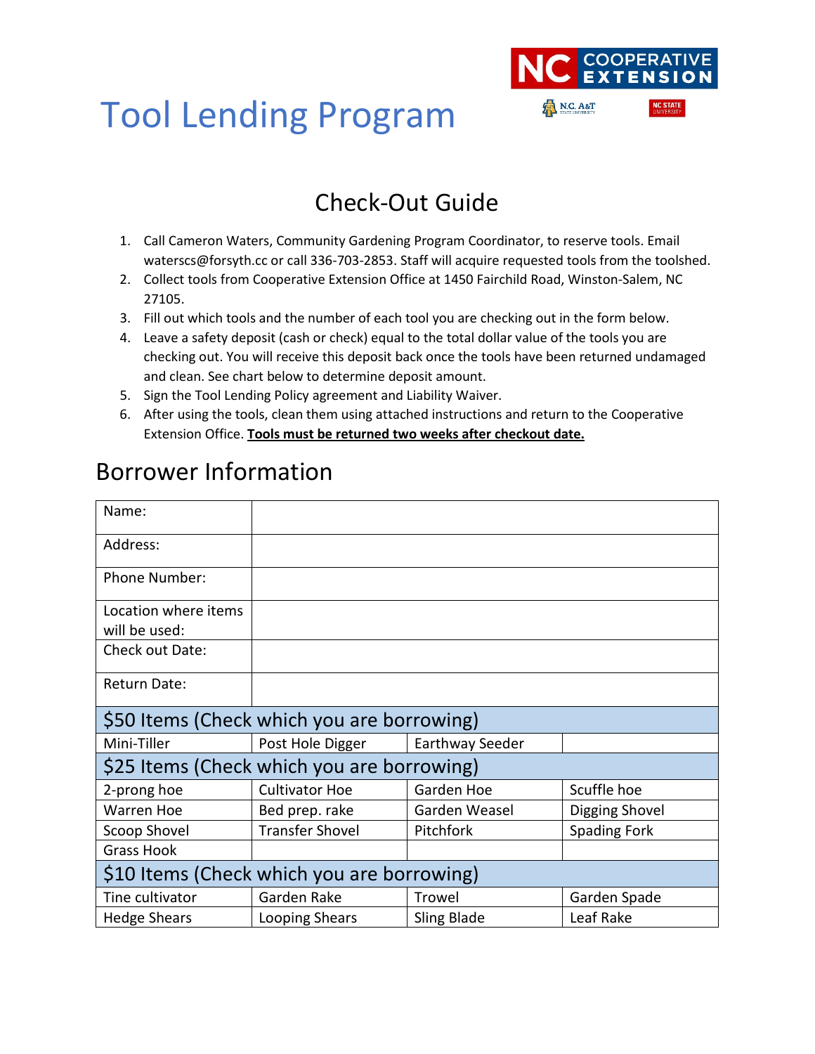# Tool Lending Program

## Check-Out Guide

1. Call Cameron Waters, Community Gardening Program Coordinator, to reserve tools. Email waterscs@forsyth.cc or call 336-703-2853. Staff will acquire requested tools from the toolshed.
2. Collect tools from Cooperative Extension Office at 1450 Fairchild Road, Winston-Salem, NC 27105.
3. Fill out which tools and the number of each tool you are checking out in the form below.
4. Leave a safety deposit (cash or check) equal to the total dollar value of the tools you are checking out. You will receive this deposit back once the tools have been returned undamaged and clean. See chart below to determine deposit amount.
5. Sign the Tool Lending Policy agreement and Liability Waiver.
6. After using the tools, clean them using attached instructions and return to the Cooperative Extension Office. **Tools must be returned two weeks after checkout date.**

## Borrower Information

| | |
|---|---|
| Name: | |
| Address: | |
| Phone Number: | |
| Location where items will be used: | |
| Check out Date: | |
| Return Date: | |

| $50 Items (Check which you are borrowing) | | | |
|---|---|---|---|
| Mini-Tiller | Post Hole Digger | Earthway Seeder | |
| **$25 Items (Check which you are borrowing)** | | | |
| 2-prong hoe | Cultivator Hoe | Garden Hoe | Scuffle hoe |
| Warren Hoe | Bed prep. rake | Garden Weasel | Digging Shovel |
| Scoop Shovel | Transfer Shovel | Pitchfork | Spading Fork |
| Grass Hook | | | |
| **$10 Items (Check which you are borrowing)** | | | |
| Tine cultivator | Garden Rake | Trowel | Garden Spade |
| Hedge Shears | Looping Shears | Sling Blade | Leaf Rake |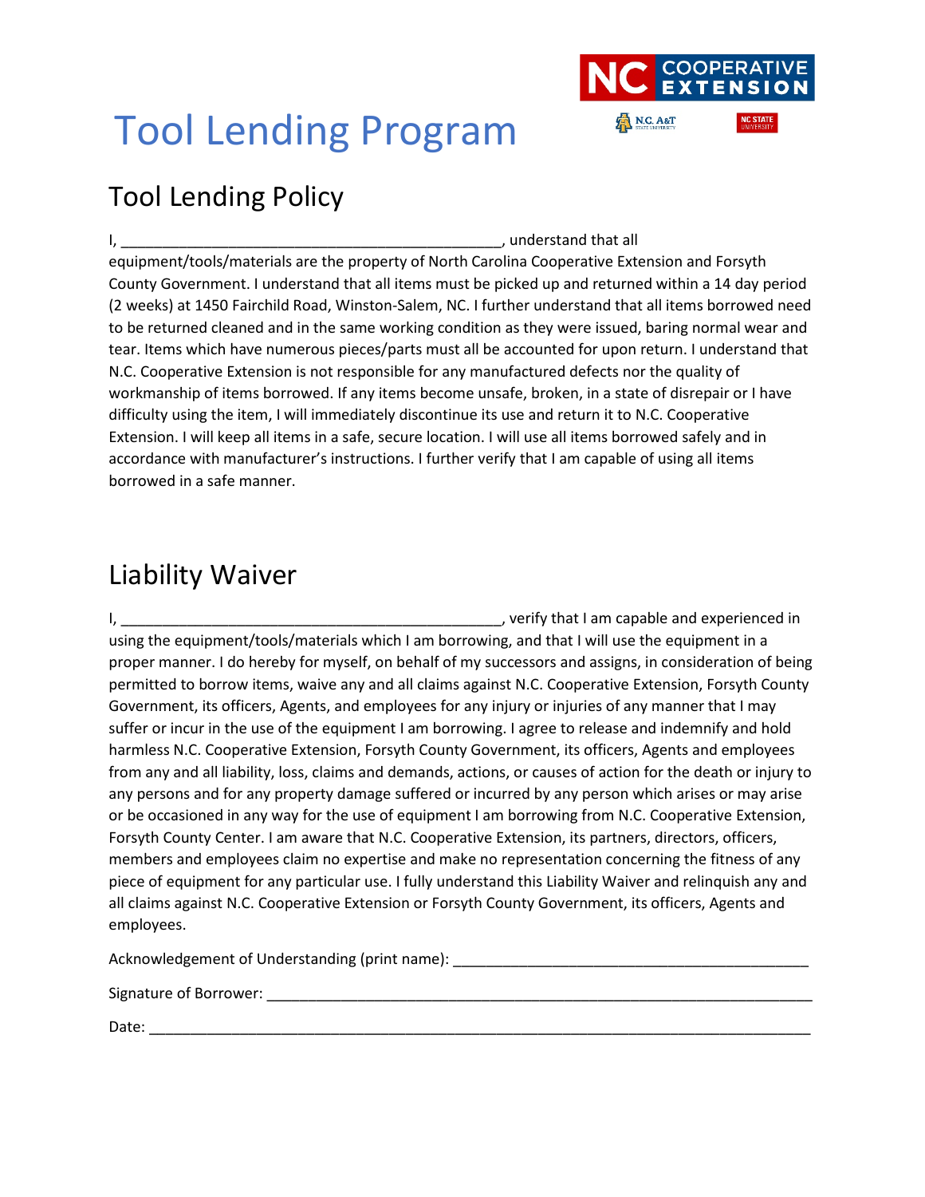# Tool Lending Program

## Tool Lending Policy

I, _______________________________________________, understand that all equipment/tools/materials are the property of North Carolina Cooperative Extension and Forsyth County Government. I understand that all items must be picked up and returned within a 14 day period (2 weeks) at 1450 Fairchild Road, Winston-Salem, NC. I further understand that all items borrowed need to be returned cleaned and in the same working condition as they were issued, baring normal wear and tear. Items which have numerous pieces/parts must all be accounted for upon return. I understand that N.C. Cooperative Extension is not responsible for any manufactured defects nor the quality of workmanship of items borrowed. If any items become unsafe, broken, in a state of disrepair or I have difficulty using the item, I will immediately discontinue its use and return it to N.C. Cooperative Extension. I will keep all items in a safe, secure location. I will use all items borrowed safely and in accordance with manufacturer's instructions. I further verify that I am capable of using all items borrowed in a safe manner.

## Liability Waiver

I, _______________________________________________, verify that I am capable and experienced in using the equipment/tools/materials which I am borrowing, and that I will use the equipment in a proper manner. I do hereby for myself, on behalf of my successors and assigns, in consideration of being permitted to borrow items, waive any and all claims against N.C. Cooperative Extension, Forsyth County Government, its officers, Agents, and employees for any injury or injuries of any manner that I may suffer or incur in the use of the equipment I am borrowing. I agree to release and indemnify and hold harmless N.C. Cooperative Extension, Forsyth County Government, its officers, Agents and employees from any and all liability, loss, claims and demands, actions, or causes of action for the death or injury to any persons and for any property damage suffered or incurred by any person which arises or may arise or be occasioned in any way for the use of equipment I am borrowing from N.C. Cooperative Extension, Forsyth County Center. I am aware that N.C. Cooperative Extension, its partners, directors, officers, members and employees claim no expertise and make no representation concerning the fitness of any piece of equipment for any particular use. I fully understand this Liability Waiver and relinquish any and all claims against N.C. Cooperative Extension or Forsyth County Government, its officers, Agents and employees.

Acknowledgement of Understanding (print name): ___________________________________________

Signature of Borrower: ___________________________________________________________________

Date: ____________________________________________________________________________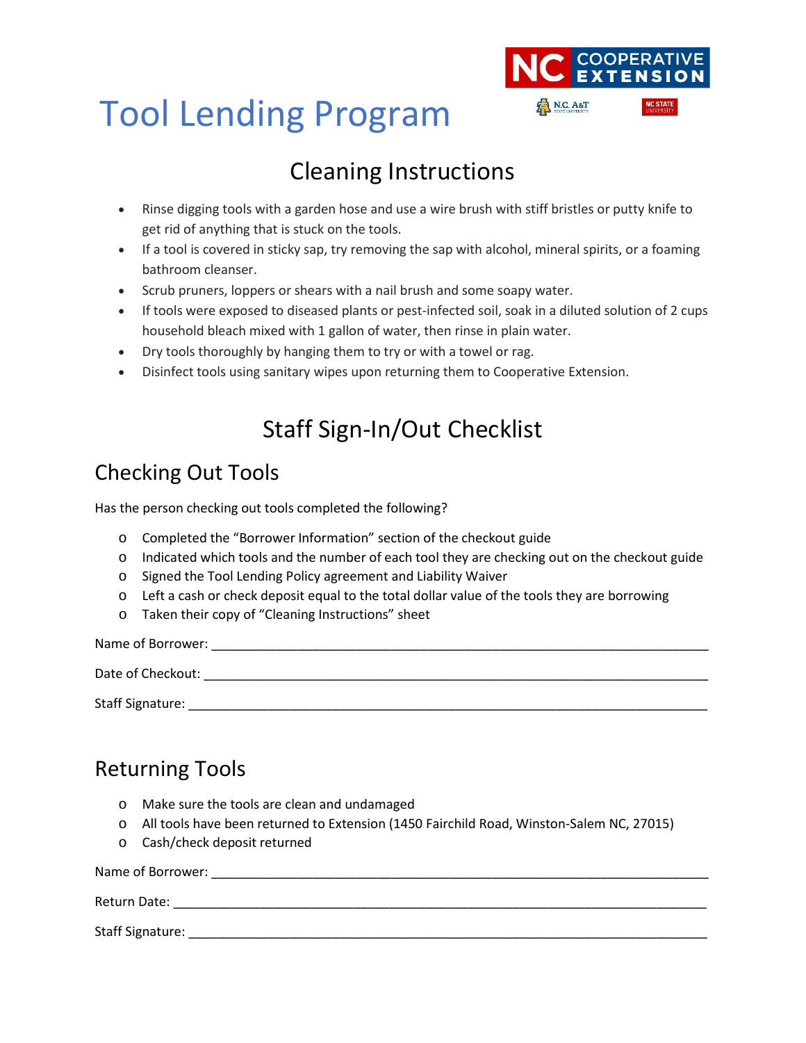# Tool Lending Program

## Cleaning Instructions

- Rinse digging tools with a garden hose and use a wire brush with stiff bristles or putty knife to get rid of anything that is stuck on the tools.
- If a tool is covered in sticky sap, try removing the sap with alcohol, mineral spirits, or a foaming bathroom cleanser.
- Scrub pruners, loppers or shears with a nail brush and some soapy water.
- If tools were exposed to diseased plants or pest-infected soil, soak in a diluted solution of 2 cups household bleach mixed with 1 gallon of water, then rinse in plain water.
- Dry tools thoroughly by hanging them to try or with a towel or rag.
- Disinfect tools using sanitary wipes upon returning them to Cooperative Extension.

## Staff Sign-In/Out Checklist

### Checking Out Tools

Has the person checking out tools completed the following?

- Completed the "Borrower Information" section of the checkout guide
- Indicated which tools and the number of each tool they are checking out on the checkout guide
- Signed the Tool Lending Policy agreement and Liability Waiver
- Left a cash or check deposit equal to the total dollar value of the tools they are borrowing
- Taken their copy of "Cleaning Instructions" sheet

Name of Borrower: ______________________________________________

Date of Checkout: ______________________________________________

Staff Signature: ______________________________________________

### Returning Tools

- Make sure the tools are clean and undamaged
- All tools have been returned to Extension (1450 Fairchild Road, Winston-Salem NC, 27015)
- Cash/check deposit returned

Name of Borrower: ______________________________________________

Return Date: ______________________________________________

Staff Signature: ______________________________________________